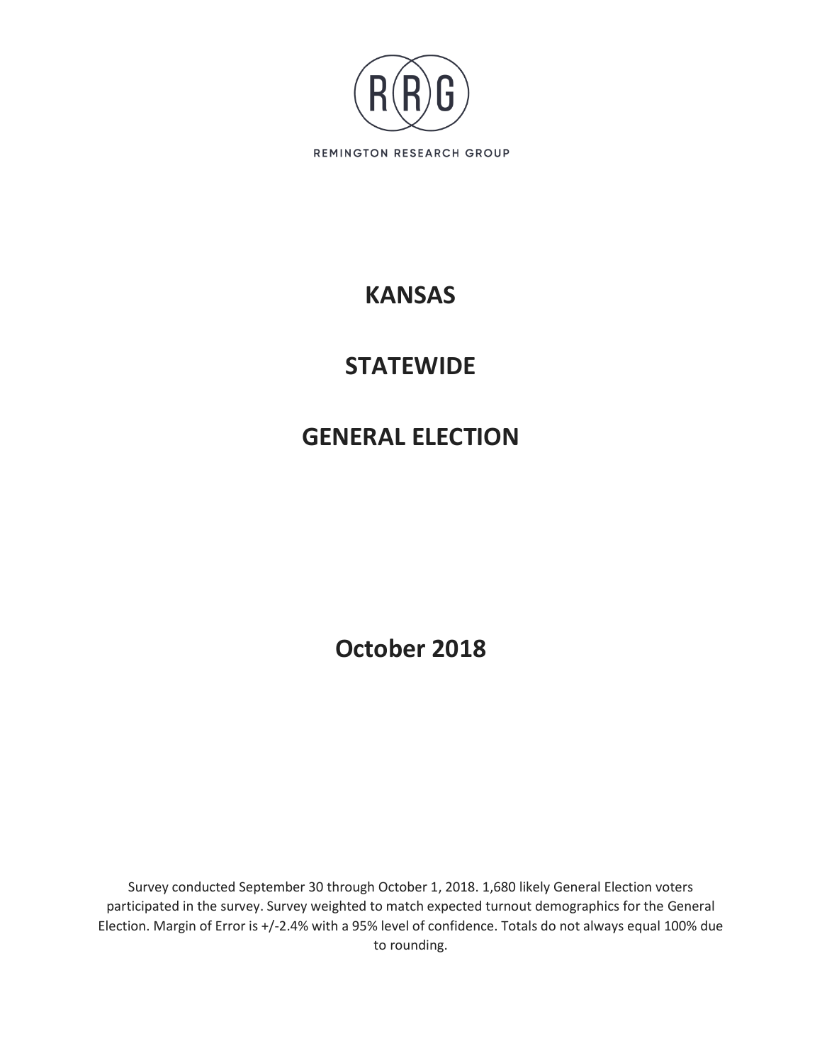REMINGTON RESEARCH GROUP

# KANSAS

# STATEWIDE

# GENERAL ELECTION

## October 2018

Survey conducted September 30 through October 1, 2018. 1,680 likely General Election voters participated in the survey. Survey weighted to match expected turnout demographics for the General Election. Margin of Error is +/-2.4% with a 95% level of confidence. Totals do not always equal 100% due to rounding.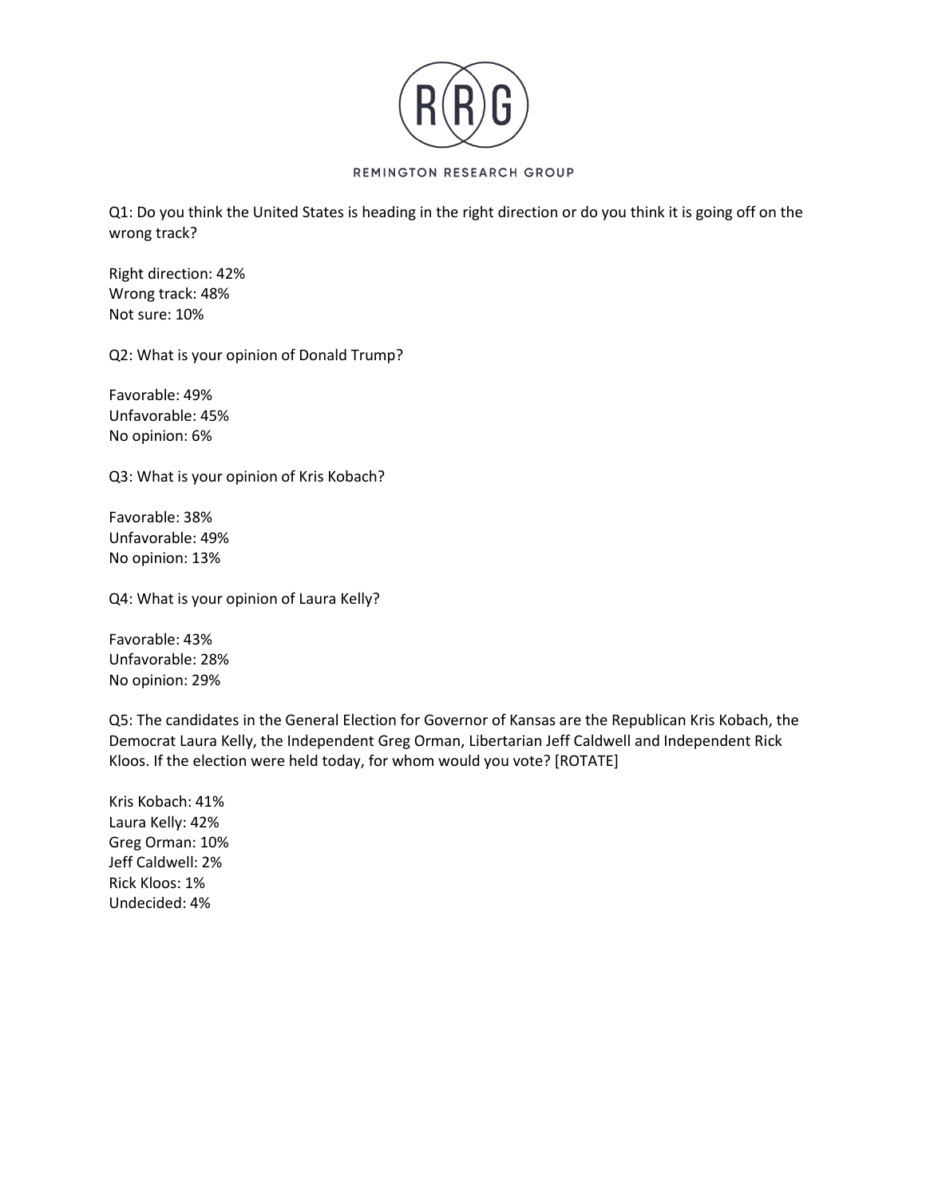REMINGTON RESEARCH GROUP

Q1: Do you think the United States is heading in the right direction or do you think it is going off on the wrong track?

Right direction: 42%
Wrong track: 48%
Not sure: 10%

Q2: What is your opinion of Donald Trump?

Favorable: 49%
Unfavorable: 45%
No opinion: 6%

Q3: What is your opinion of Kris Kobach?

Favorable: 38%
Unfavorable: 49%
No opinion: 13%

Q4: What is your opinion of Laura Kelly?

Favorable: 43%
Unfavorable: 28%
No opinion: 29%

Q5: The candidates in the General Election for Governor of Kansas are the Republican Kris Kobach, the Democrat Laura Kelly, the Independent Greg Orman, Libertarian Jeff Caldwell and Independent Rick Kloos. If the election were held today, for whom would you vote? [ROTATE]

Kris Kobach: 41%
Laura Kelly: 42%
Greg Orman: 10%
Jeff Caldwell: 2%
Rick Kloos: 1%
Undecided: 4%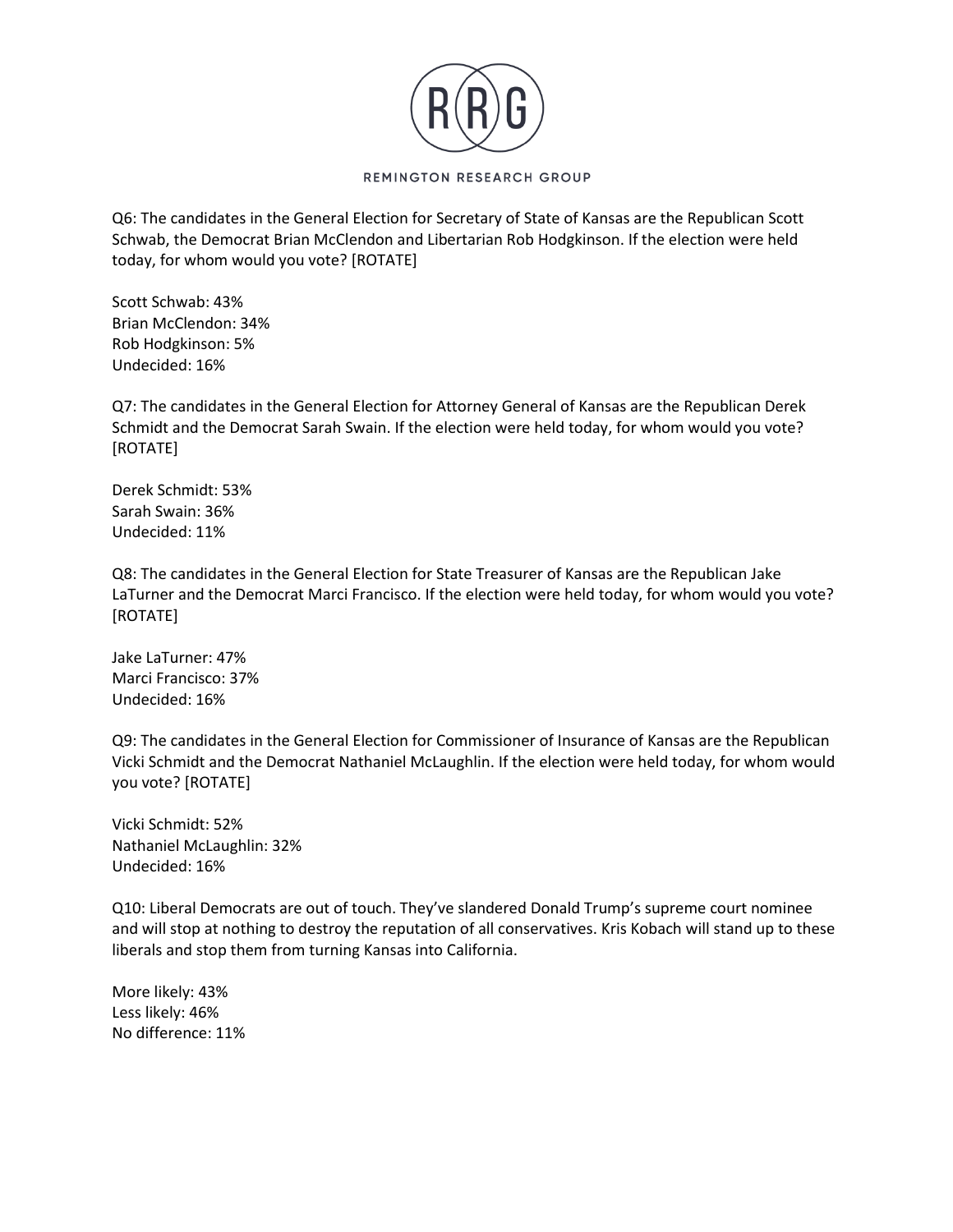Q6: The candidates in the General Election for Secretary of State of Kansas are the Republican Scott Schwab, the Democrat Brian McClendon and Libertarian Rob Hodgkinson. If the election were held today, for whom would you vote? [ROTATE]

Scott Schwab: 43%
Brian McClendon: 34%
Rob Hodgkinson: 5%
Undecided: 16%

Q7: The candidates in the General Election for Attorney General of Kansas are the Republican Derek Schmidt and the Democrat Sarah Swain. If the election were held today, for whom would you vote? [ROTATE]

Derek Schmidt: 53%
Sarah Swain: 36%
Undecided: 11%

Q8: The candidates in the General Election for State Treasurer of Kansas are the Republican Jake LaTurner and the Democrat Marci Francisco. If the election were held today, for whom would you vote? [ROTATE]

Jake LaTurner: 47%
Marci Francisco: 37%
Undecided: 16%

Q9: The candidates in the General Election for Commissioner of Insurance of Kansas are the Republican Vicki Schmidt and the Democrat Nathaniel McLaughlin. If the election were held today, for whom would you vote? [ROTATE]

Vicki Schmidt: 52%
Nathaniel McLaughlin: 32%
Undecided: 16%

Q10: Liberal Democrats are out of touch. They've slandered Donald Trump's supreme court nominee and will stop at nothing to destroy the reputation of all conservatives. Kris Kobach will stand up to these liberals and stop them from turning Kansas into California.

More likely: 43%
Less likely: 46%
No difference: 11%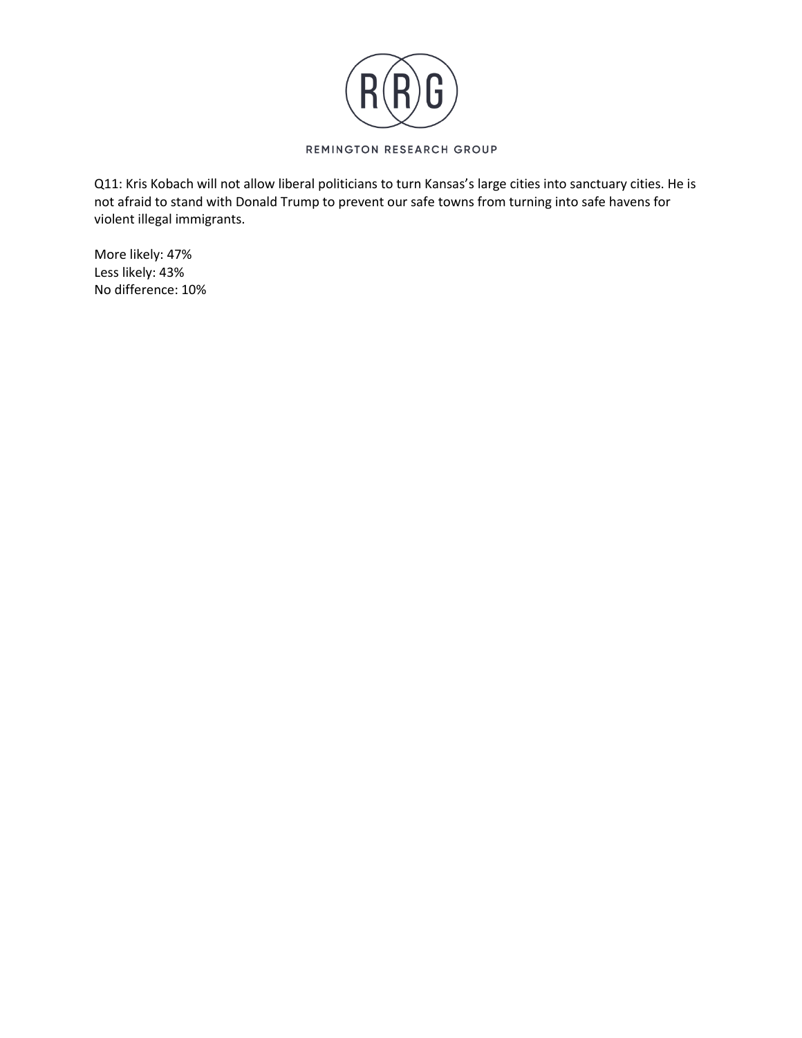Q11: Kris Kobach will not allow liberal politicians to turn Kansas's large cities into sanctuary cities. He is not afraid to stand with Donald Trump to prevent our safe towns from turning into safe havens for violent illegal immigrants.

More likely: 47%
Less likely: 43%
No difference: 10%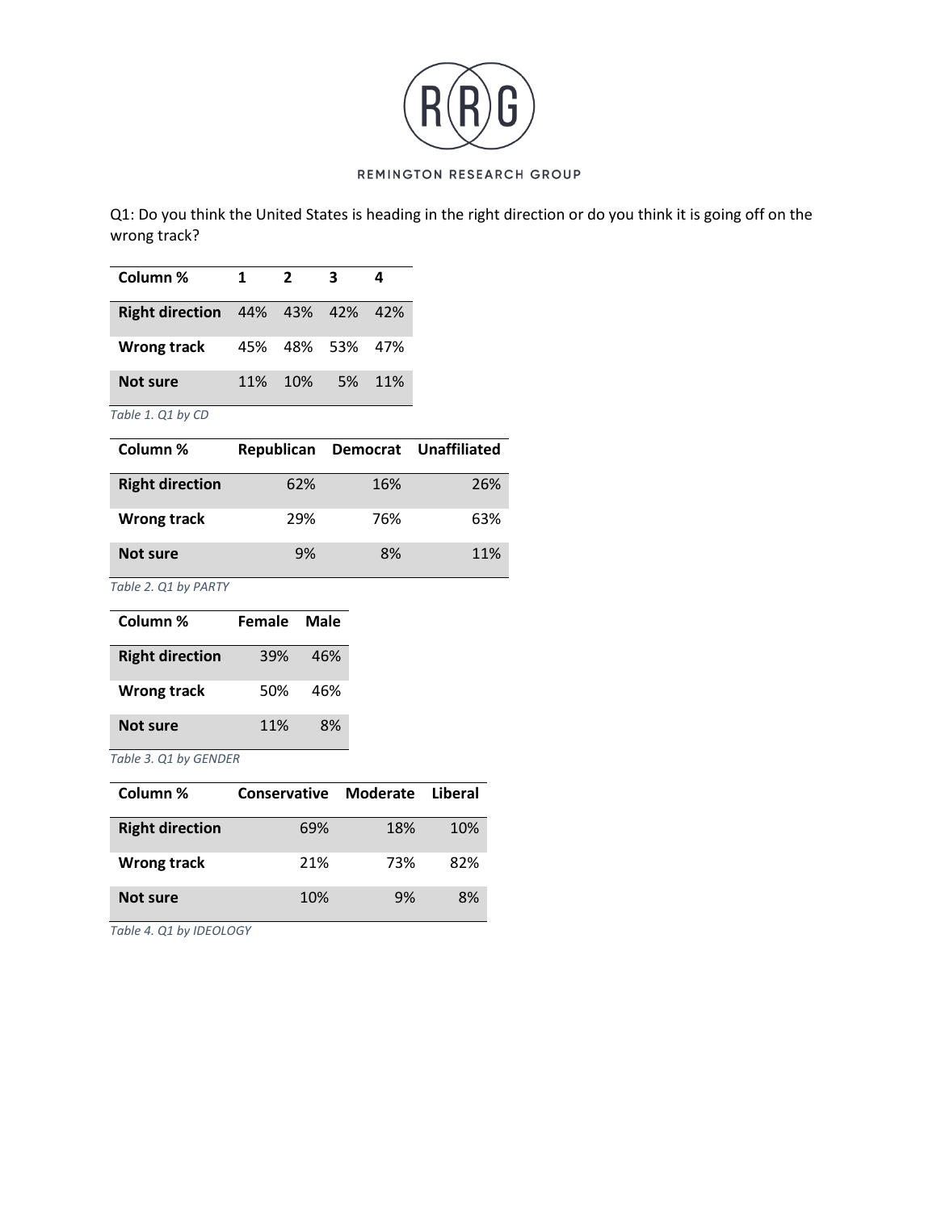Q1: Do you think the United States is heading in the right direction or do you think it is going off on the wrong track?

| Column % | 1 | 2 | 3 | 4 |
|---|---|---|---|---|
| **Right direction** | 44% | 43% | 42% | 42% |
| **Wrong track** | 45% | 48% | 53% | 47% |
| **Not sure** | 11% | 10% | 5% | 11% |

*Table 1. Q1 by CD*

| Column % | Republican | Democrat | Unaffiliated |
|---|---|---|---|
| **Right direction** | 62% | 16% | 26% |
| **Wrong track** | 29% | 76% | 63% |
| **Not sure** | 9% | 8% | 11% |

*Table 2. Q1 by PARTY*

| Column % | Female | Male |
|---|---|---|
| **Right direction** | 39% | 46% |
| **Wrong track** | 50% | 46% |
| **Not sure** | 11% | 8% |

*Table 3. Q1 by GENDER*

| Column % | Conservative | Moderate | Liberal |
|---|---|---|---|
| **Right direction** | 69% | 18% | 10% |
| **Wrong track** | 21% | 73% | 82% |
| **Not sure** | 10% | 9% | 8% |

*Table 4. Q1 by IDEOLOGY*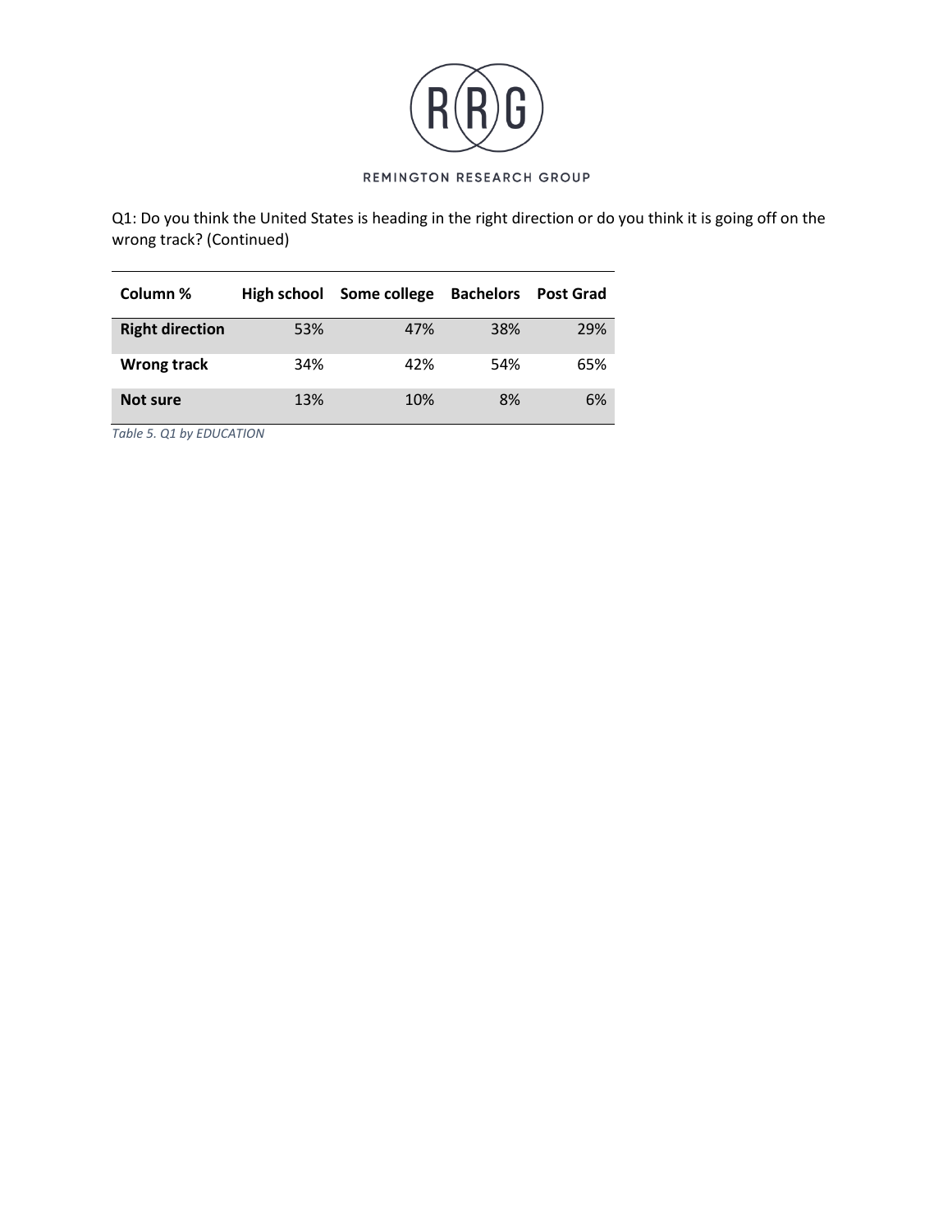Q1: Do you think the United States is heading in the right direction or do you think it is going off on the wrong track? (Continued)

| Column % | High school | Some college | Bachelors | Post Grad |
|---|---|---|---|---|
| **Right direction** | 53% | 47% | 38% | 29% |
| **Wrong track** | 34% | 42% | 54% | 65% |
| **Not sure** | 13% | 10% | 8% | 6% |

*Table 5. Q1 by EDUCATION*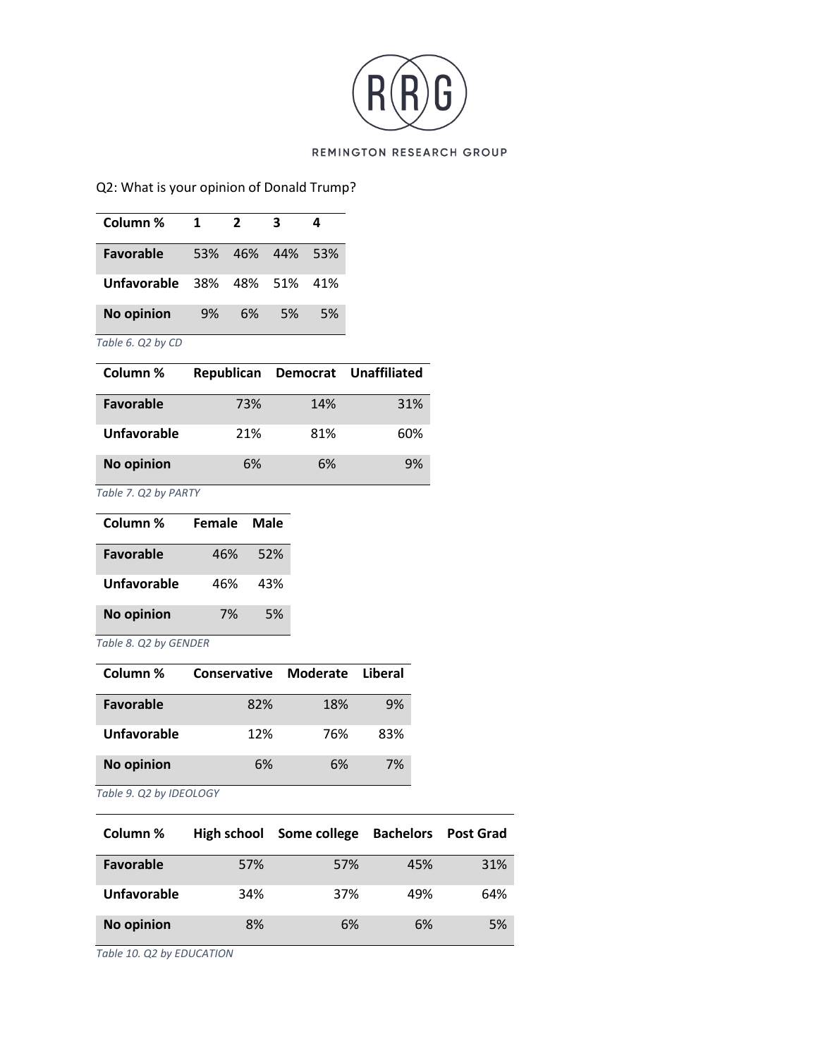Q2: What is your opinion of Donald Trump?

| Column % | 1 | 2 | 3 | 4 |
|---|---|---|---|---|
| Favorable | 53% | 46% | 44% | 53% |
| Unfavorable | 38% | 48% | 51% | 41% |
| No opinion | 9% | 6% | 5% | 5% |

*Table 6. Q2 by CD*

| Column % | Republican | Democrat | Unaffiliated |
|---|---|---|---|
| Favorable | 73% | 14% | 31% |
| Unfavorable | 21% | 81% | 60% |
| No opinion | 6% | 6% | 9% |

*Table 7. Q2 by PARTY*

| Column % | Female | Male |
|---|---|---|
| Favorable | 46% | 52% |
| Unfavorable | 46% | 43% |
| No opinion | 7% | 5% |

*Table 8. Q2 by GENDER*

| Column % | Conservative | Moderate | Liberal |
|---|---|---|---|
| Favorable | 82% | 18% | 9% |
| Unfavorable | 12% | 76% | 83% |
| No opinion | 6% | 6% | 7% |

*Table 9. Q2 by IDEOLOGY*

| Column % | High school | Some college | Bachelors | Post Grad |
|---|---|---|---|---|
| Favorable | 57% | 57% | 45% | 31% |
| Unfavorable | 34% | 37% | 49% | 64% |
| No opinion | 8% | 6% | 6% | 5% |

*Table 10. Q2 by EDUCATION*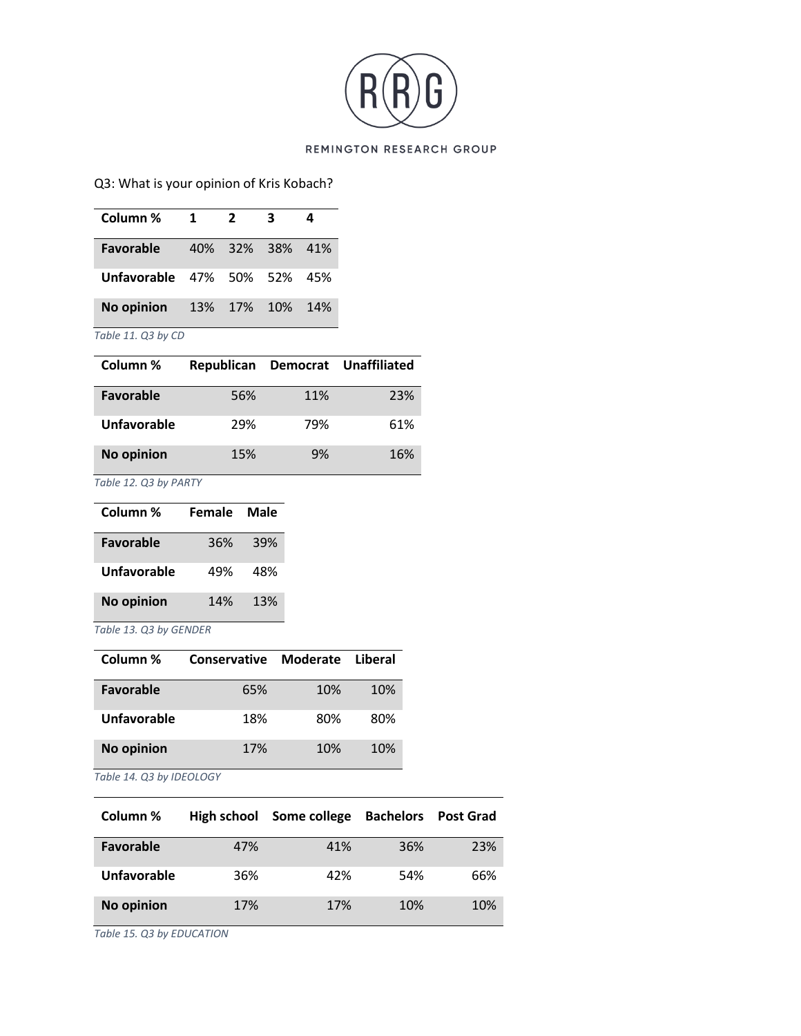Q3: What is your opinion of Kris Kobach?

| Column % | 1 | 2 | 3 | 4 |
|---|---|---|---|---|
| **Favorable** | 40% | 32% | 38% | 41% |
| **Unfavorable** | 47% | 50% | 52% | 45% |
| **No opinion** | 13% | 17% | 10% | 14% |

*Table 11. Q3 by CD*

| Column % | Republican | Democrat | Unaffiliated |
|---|---|---|---|
| **Favorable** | 56% | 11% | 23% |
| **Unfavorable** | 29% | 79% | 61% |
| **No opinion** | 15% | 9% | 16% |

*Table 12. Q3 by PARTY*

| Column % | Female | Male |
|---|---|---|
| **Favorable** | 36% | 39% |
| **Unfavorable** | 49% | 48% |
| **No opinion** | 14% | 13% |

*Table 13. Q3 by GENDER*

| Column % | Conservative | Moderate | Liberal |
|---|---|---|---|
| **Favorable** | 65% | 10% | 10% |
| **Unfavorable** | 18% | 80% | 80% |
| **No opinion** | 17% | 10% | 10% |

*Table 14. Q3 by IDEOLOGY*

| Column % | High school | Some college | Bachelors | Post Grad |
|---|---|---|---|---|
| **Favorable** | 47% | 41% | 36% | 23% |
| **Unfavorable** | 36% | 42% | 54% | 66% |
| **No opinion** | 17% | 17% | 10% | 10% |

*Table 15. Q3 by EDUCATION*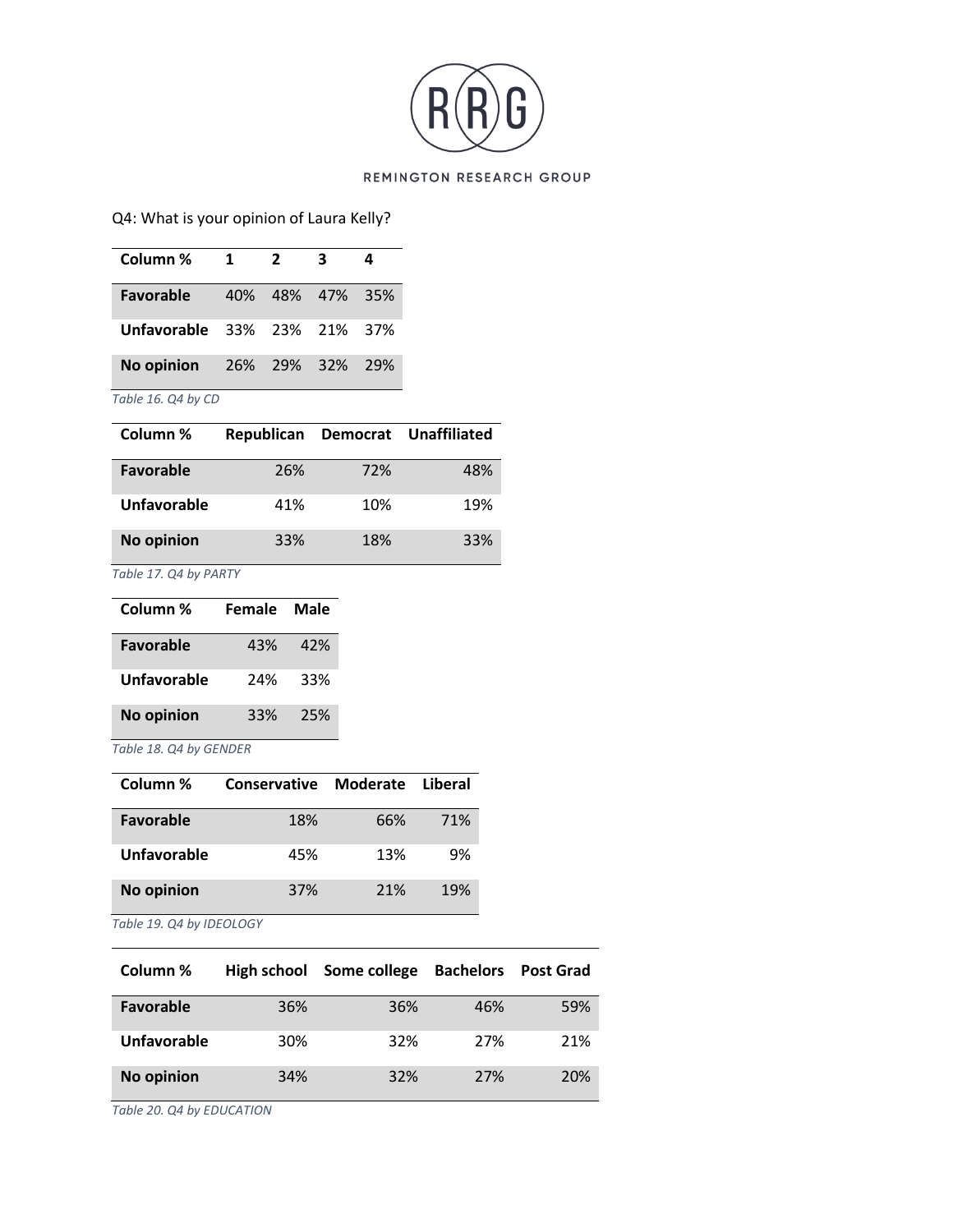Q4: What is your opinion of Laura Kelly?

| Column % | 1 | 2 | 3 | 4 |
|---|---|---|---|---|
| **Favorable** | 40% | 48% | 47% | 35% |
| **Unfavorable** | 33% | 23% | 21% | 37% |
| **No opinion** | 26% | 29% | 32% | 29% |

*Table 16. Q4 by CD*

| Column % | Republican | Democrat | Unaffiliated |
|---|---|---|---|
| **Favorable** | 26% | 72% | 48% |
| **Unfavorable** | 41% | 10% | 19% |
| **No opinion** | 33% | 18% | 33% |

*Table 17. Q4 by PARTY*

| Column % | Female | Male |
|---|---|---|
| **Favorable** | 43% | 42% |
| **Unfavorable** | 24% | 33% |
| **No opinion** | 33% | 25% |

*Table 18. Q4 by GENDER*

| Column % | Conservative | Moderate | Liberal |
|---|---|---|---|
| **Favorable** | 18% | 66% | 71% |
| **Unfavorable** | 45% | 13% | 9% |
| **No opinion** | 37% | 21% | 19% |

*Table 19. Q4 by IDEOLOGY*

| Column % | High school | Some college | Bachelors | Post Grad |
|---|---|---|---|---|
| **Favorable** | 36% | 36% | 46% | 59% |
| **Unfavorable** | 30% | 32% | 27% | 21% |
| **No opinion** | 34% | 32% | 27% | 20% |

*Table 20. Q4 by EDUCATION*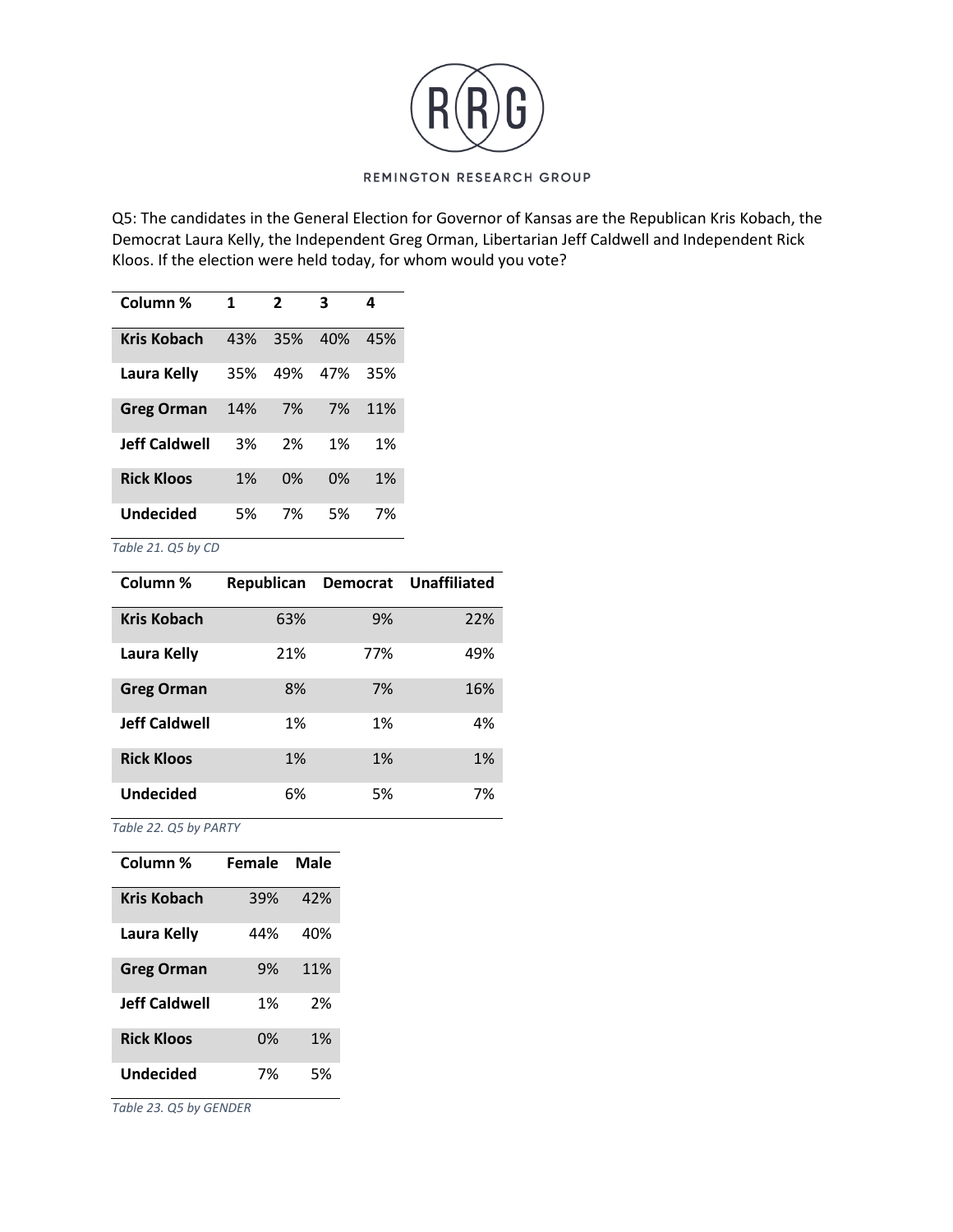REMINGTON RESEARCH GROUP

Q5: The candidates in the General Election for Governor of Kansas are the Republican Kris Kobach, the Democrat Laura Kelly, the Independent Greg Orman, Libertarian Jeff Caldwell and Independent Rick Kloos. If the election were held today, for whom would you vote?

| Column % | 1 | 2 | 3 | 4 |
|---|---|---|---|---|
| **Kris Kobach** | 43% | 35% | 40% | 45% |
| **Laura Kelly** | 35% | 49% | 47% | 35% |
| **Greg Orman** | 14% | 7% | 7% | 11% |
| **Jeff Caldwell** | 3% | 2% | 1% | 1% |
| **Rick Kloos** | 1% | 0% | 0% | 1% |
| **Undecided** | 5% | 7% | 5% | 7% |

*Table 21. Q5 by CD*

| Column % | Republican | Democrat | Unaffiliated |
|---|---|---|---|
| **Kris Kobach** | 63% | 9% | 22% |
| **Laura Kelly** | 21% | 77% | 49% |
| **Greg Orman** | 8% | 7% | 16% |
| **Jeff Caldwell** | 1% | 1% | 4% |
| **Rick Kloos** | 1% | 1% | 1% |
| **Undecided** | 6% | 5% | 7% |

*Table 22. Q5 by PARTY*

| Column % | Female | Male |
|---|---|---|
| **Kris Kobach** | 39% | 42% |
| **Laura Kelly** | 44% | 40% |
| **Greg Orman** | 9% | 11% |
| **Jeff Caldwell** | 1% | 2% |
| **Rick Kloos** | 0% | 1% |
| **Undecided** | 7% | 5% |

*Table 23. Q5 by GENDER*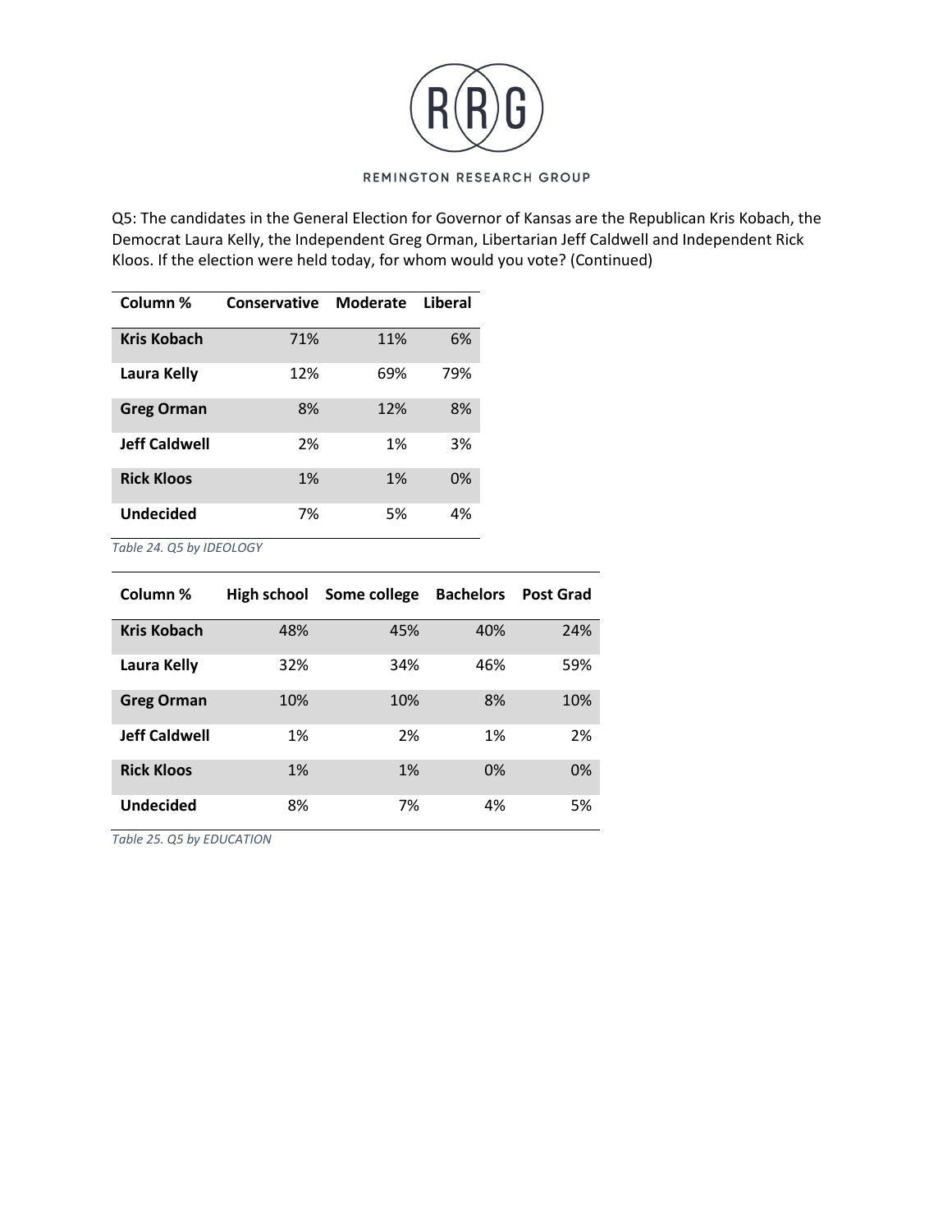Q5: The candidates in the General Election for Governor of Kansas are the Republican Kris Kobach, the Democrat Laura Kelly, the Independent Greg Orman, Libertarian Jeff Caldwell and Independent Rick Kloos. If the election were held today, for whom would you vote? (Continued)

| Column % | Conservative | Moderate | Liberal |
|---|---|---|---|
| **Kris Kobach** | 71% | 11% | 6% |
| **Laura Kelly** | 12% | 69% | 79% |
| **Greg Orman** | 8% | 12% | 8% |
| **Jeff Caldwell** | 2% | 1% | 3% |
| **Rick Kloos** | 1% | 1% | 0% |
| **Undecided** | 7% | 5% | 4% |

*Table 24. Q5 by IDEOLOGY*

| Column % | High school | Some college | Bachelors | Post Grad |
|---|---|---|---|---|
| **Kris Kobach** | 48% | 45% | 40% | 24% |
| **Laura Kelly** | 32% | 34% | 46% | 59% |
| **Greg Orman** | 10% | 10% | 8% | 10% |
| **Jeff Caldwell** | 1% | 2% | 1% | 2% |
| **Rick Kloos** | 1% | 1% | 0% | 0% |
| **Undecided** | 8% | 7% | 4% | 5% |

*Table 25. Q5 by EDUCATION*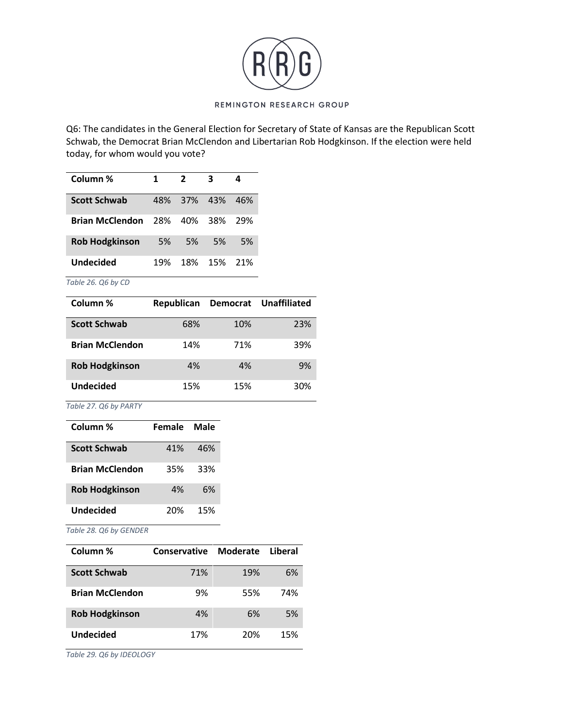Q6: The candidates in the General Election for Secretary of State of Kansas are the Republican Scott Schwab, the Democrat Brian McClendon and Libertarian Rob Hodgkinson. If the election were held today, for whom would you vote?

| Column % | 1 | 2 | 3 | 4 |
|---|---|---|---|---|
| **Scott Schwab** | 48% | 37% | 43% | 46% |
| **Brian McClendon** | 28% | 40% | 38% | 29% |
| **Rob Hodgkinson** | 5% | 5% | 5% | 5% |
| **Undecided** | 19% | 18% | 15% | 21% |

*Table 26. Q6 by CD*

| Column % | Republican | Democrat | Unaffiliated |
|---|---|---|---|
| **Scott Schwab** | 68% | 10% | 23% |
| **Brian McClendon** | 14% | 71% | 39% |
| **Rob Hodgkinson** | 4% | 4% | 9% |
| **Undecided** | 15% | 15% | 30% |

*Table 27. Q6 by PARTY*

| Column % | Female | Male |
|---|---|---|
| **Scott Schwab** | 41% | 46% |
| **Brian McClendon** | 35% | 33% |
| **Rob Hodgkinson** | 4% | 6% |
| **Undecided** | 20% | 15% |

*Table 28. Q6 by GENDER*

| Column % | Conservative | Moderate | Liberal |
|---|---|---|---|
| **Scott Schwab** | 71% | 19% | 6% |
| **Brian McClendon** | 9% | 55% | 74% |
| **Rob Hodgkinson** | 4% | 6% | 5% |
| **Undecided** | 17% | 20% | 15% |

*Table 29. Q6 by IDEOLOGY*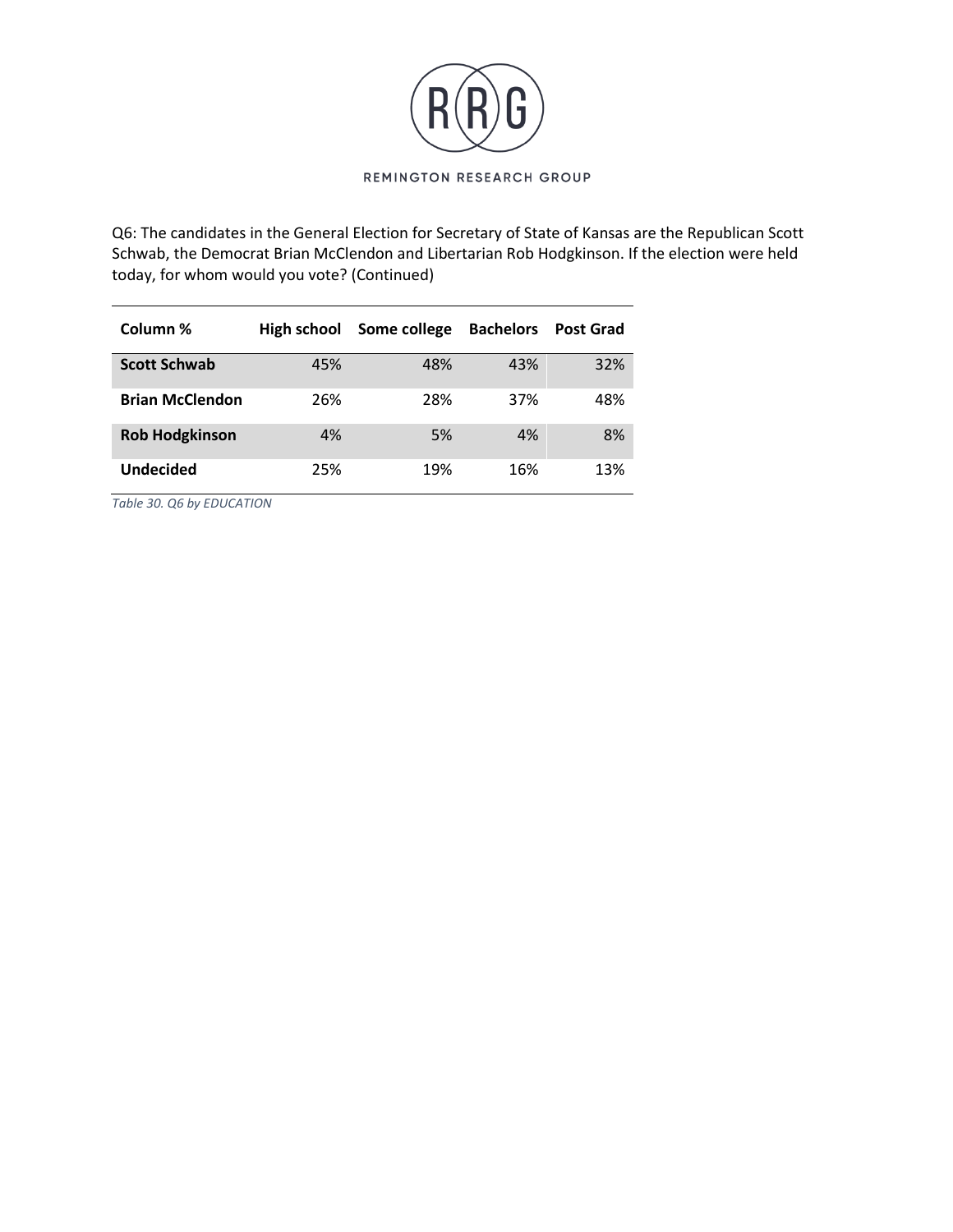Q6: The candidates in the General Election for Secretary of State of Kansas are the Republican Scott Schwab, the Democrat Brian McClendon and Libertarian Rob Hodgkinson. If the election were held today, for whom would you vote? (Continued)

| Column % | High school | Some college | Bachelors | Post Grad |
|---|---|---|---|---|
| **Scott Schwab** | 45% | 48% | 43% | 32% |
| **Brian McClendon** | 26% | 28% | 37% | 48% |
| **Rob Hodgkinson** | 4% | 5% | 4% | 8% |
| **Undecided** | 25% | 19% | 16% | 13% |

*Table 30. Q6 by EDUCATION*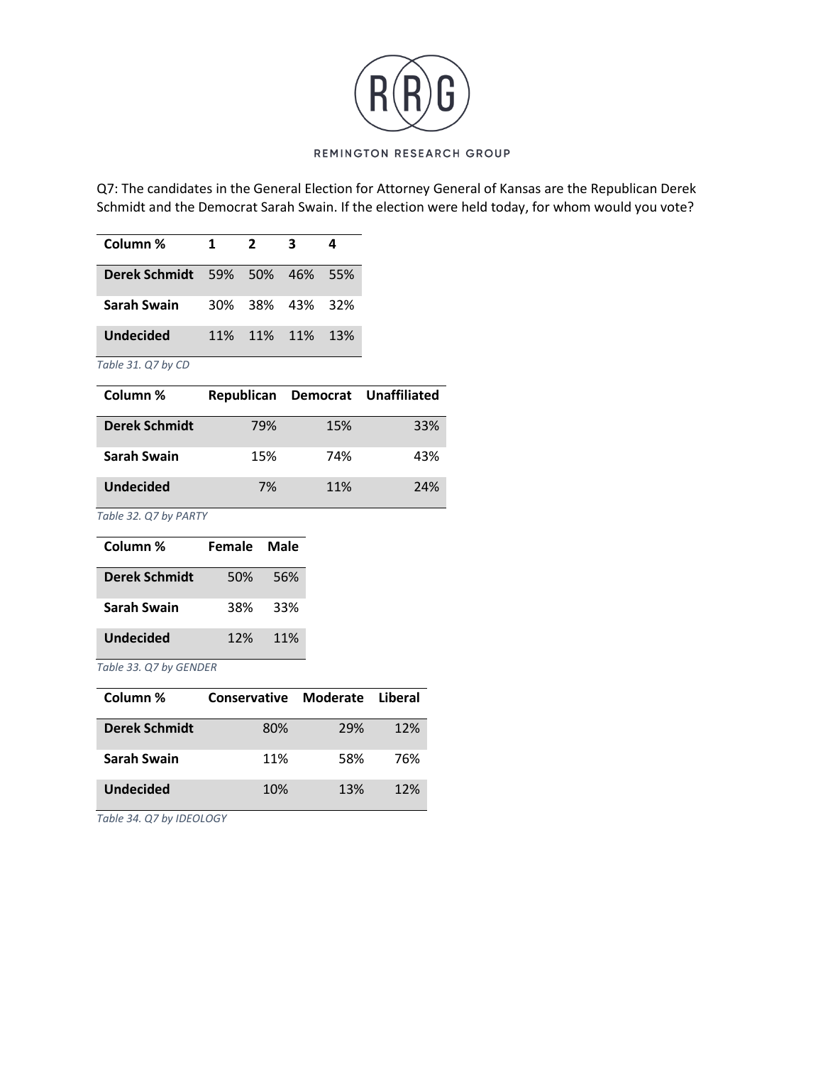REMINGTON RESEARCH GROUP

Q7: The candidates in the General Election for Attorney General of Kansas are the Republican Derek Schmidt and the Democrat Sarah Swain. If the election were held today, for whom would you vote?

| Column % | 1 | 2 | 3 | 4 |
|---|---|---|---|---|
| **Derek Schmidt** | 59% | 50% | 46% | 55% |
| **Sarah Swain** | 30% | 38% | 43% | 32% |
| **Undecided** | 11% | 11% | 11% | 13% |

*Table 31. Q7 by CD*

| Column % | Republican | Democrat | Unaffiliated |
|---|---|---|---|
| **Derek Schmidt** | 79% | 15% | 33% |
| **Sarah Swain** | 15% | 74% | 43% |
| **Undecided** | 7% | 11% | 24% |

*Table 32. Q7 by PARTY*

| Column % | Female | Male |
|---|---|---|
| **Derek Schmidt** | 50% | 56% |
| **Sarah Swain** | 38% | 33% |
| **Undecided** | 12% | 11% |

*Table 33. Q7 by GENDER*

| Column % | Conservative | Moderate | Liberal |
|---|---|---|---|
| **Derek Schmidt** | 80% | 29% | 12% |
| **Sarah Swain** | 11% | 58% | 76% |
| **Undecided** | 10% | 13% | 12% |

*Table 34. Q7 by IDEOLOGY*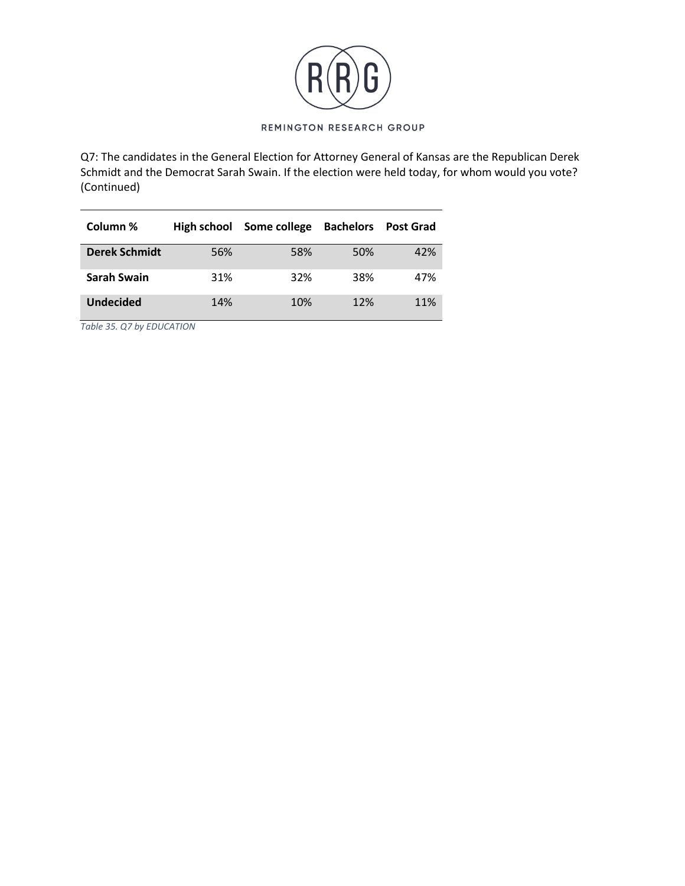Q7: The candidates in the General Election for Attorney General of Kansas are the Republican Derek Schmidt and the Democrat Sarah Swain. If the election were held today, for whom would you vote? (Continued)

| Column % | High school | Some college | Bachelors | Post Grad |
|---|---|---|---|---|
| **Derek Schmidt** | 56% | 58% | 50% | 42% |
| **Sarah Swain** | 31% | 32% | 38% | 47% |
| **Undecided** | 14% | 10% | 12% | 11% |

*Table 35. Q7 by EDUCATION*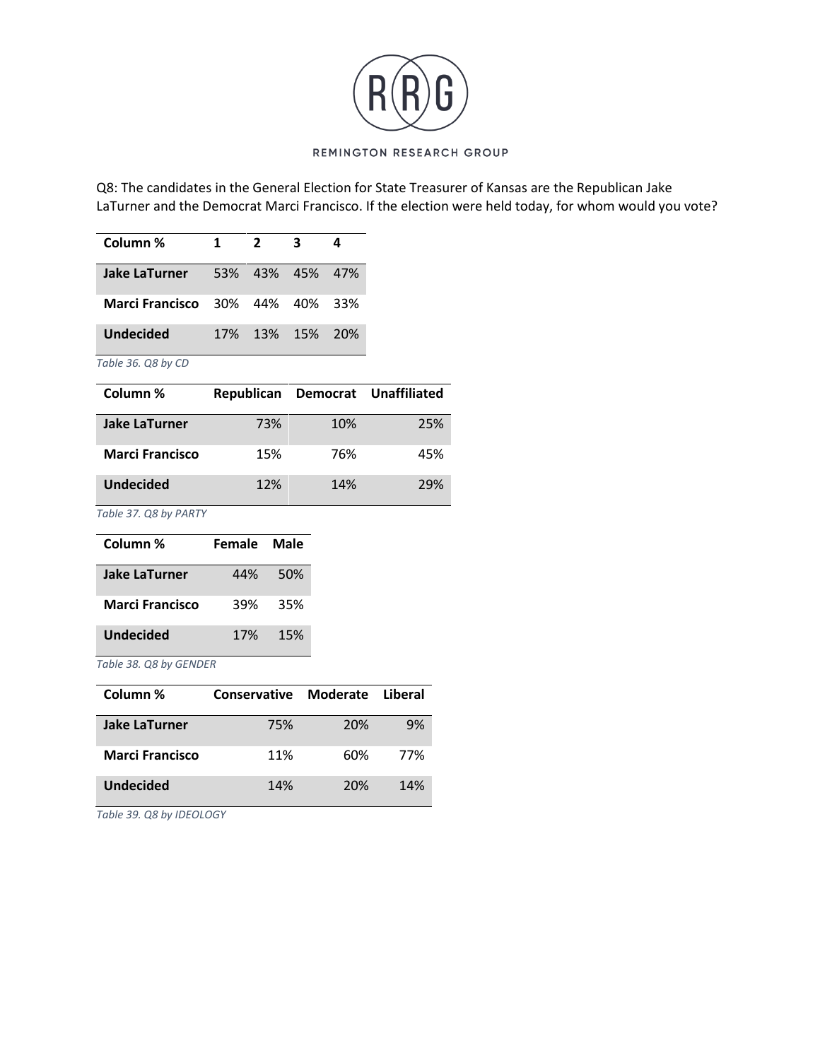REMINGTON RESEARCH GROUP

Q8: The candidates in the General Election for State Treasurer of Kansas are the Republican Jake LaTurner and the Democrat Marci Francisco. If the election were held today, for whom would you vote?

| Column % | 1 | 2 | 3 | 4 |
|---|---|---|---|---|
| Jake LaTurner | 53% | 43% | 45% | 47% |
| Marci Francisco | 30% | 44% | 40% | 33% |
| Undecided | 17% | 13% | 15% | 20% |

*Table 36. Q8 by CD*

| Column % | Republican | Democrat | Unaffiliated |
|---|---|---|---|
| Jake LaTurner | 73% | 10% | 25% |
| Marci Francisco | 15% | 76% | 45% |
| Undecided | 12% | 14% | 29% |

*Table 37. Q8 by PARTY*

| Column % | Female | Male |
|---|---|---|
| Jake LaTurner | 44% | 50% |
| Marci Francisco | 39% | 35% |
| Undecided | 17% | 15% |

*Table 38. Q8 by GENDER*

| Column % | Conservative | Moderate | Liberal |
|---|---|---|---|
| Jake LaTurner | 75% | 20% | 9% |
| Marci Francisco | 11% | 60% | 77% |
| Undecided | 14% | 20% | 14% |

*Table 39. Q8 by IDEOLOGY*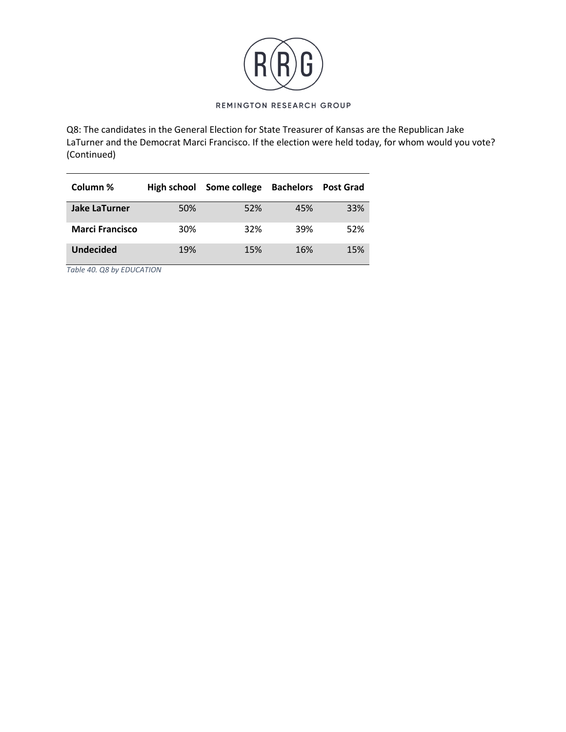Q8: The candidates in the General Election for State Treasurer of Kansas are the Republican Jake LaTurner and the Democrat Marci Francisco. If the election were held today, for whom would you vote? (Continued)

| Column % | High school | Some college | Bachelors | Post Grad |
|---|---|---|---|---|
| **Jake LaTurner** | 50% | 52% | 45% | 33% |
| **Marci Francisco** | 30% | 32% | 39% | 52% |
| **Undecided** | 19% | 15% | 16% | 15% |

*Table 40. Q8 by EDUCATION*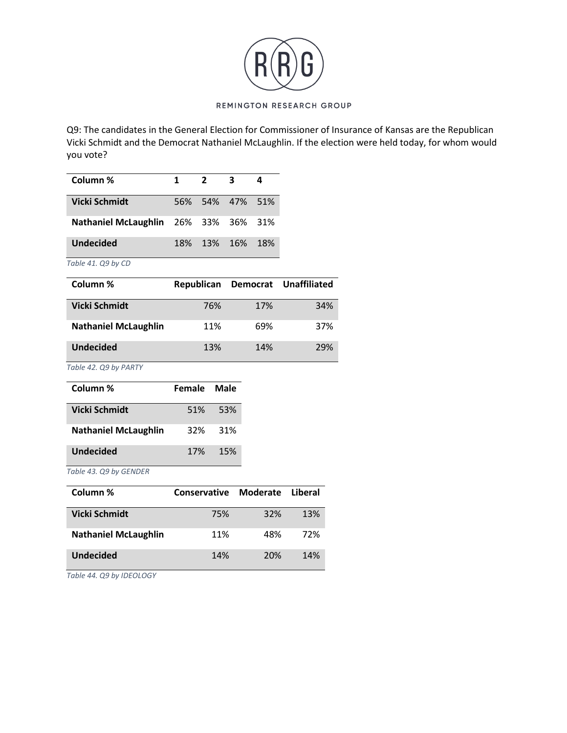Q9: The candidates in the General Election for Commissioner of Insurance of Kansas are the Republican Vicki Schmidt and the Democrat Nathaniel McLaughlin. If the election were held today, for whom would you vote?

| Column % | 1 | 2 | 3 | 4 |
|---|---|---|---|---|
| Vicki Schmidt | 56% | 54% | 47% | 51% |
| Nathaniel McLaughlin | 26% | 33% | 36% | 31% |
| Undecided | 18% | 13% | 16% | 18% |

*Table 41. Q9 by CD*

| Column % | Republican | Democrat | Unaffiliated |
|---|---|---|---|
| Vicki Schmidt | 76% | 17% | 34% |
| Nathaniel McLaughlin | 11% | 69% | 37% |
| Undecided | 13% | 14% | 29% |

*Table 42. Q9 by PARTY*

| Column % | Female | Male |
|---|---|---|
| Vicki Schmidt | 51% | 53% |
| Nathaniel McLaughlin | 32% | 31% |
| Undecided | 17% | 15% |

*Table 43. Q9 by GENDER*

| Column % | Conservative | Moderate | Liberal |
|---|---|---|---|
| Vicki Schmidt | 75% | 32% | 13% |
| Nathaniel McLaughlin | 11% | 48% | 72% |
| Undecided | 14% | 20% | 14% |

*Table 44. Q9 by IDEOLOGY*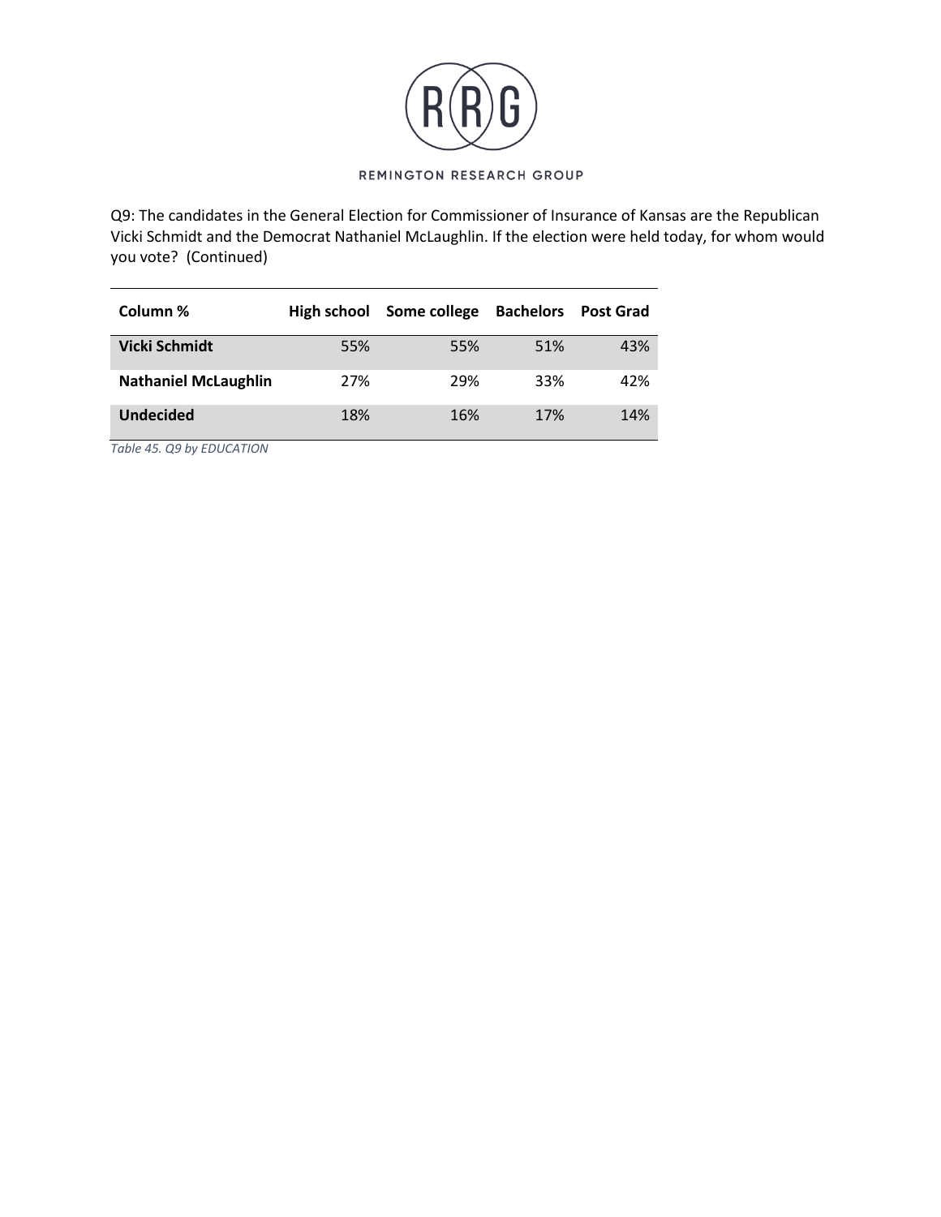Q9: The candidates in the General Election for Commissioner of Insurance of Kansas are the Republican Vicki Schmidt and the Democrat Nathaniel McLaughlin. If the election were held today, for whom would you vote? (Continued)

| Column % | High school | Some college | Bachelors | Post Grad |
|---|---|---|---|---|
| **Vicki Schmidt** | 55% | 55% | 51% | 43% |
| **Nathaniel McLaughlin** | 27% | 29% | 33% | 42% |
| **Undecided** | 18% | 16% | 17% | 14% |

*Table 45. Q9 by EDUCATION*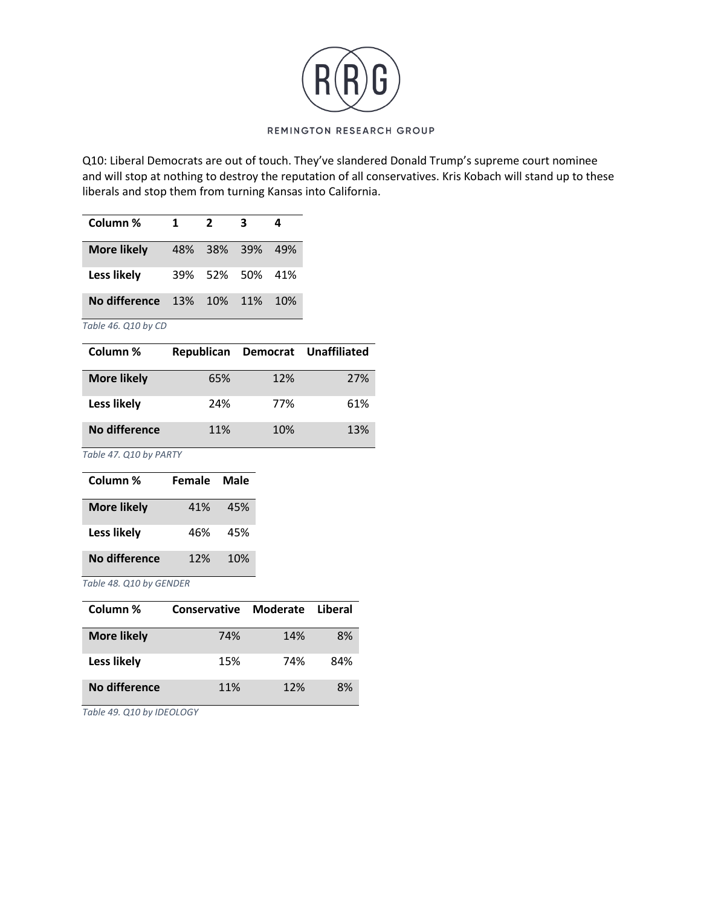Q10: Liberal Democrats are out of touch. They've slandered Donald Trump's supreme court nominee and will stop at nothing to destroy the reputation of all conservatives. Kris Kobach will stand up to these liberals and stop them from turning Kansas into California.

| Column % | 1 | 2 | 3 | 4 |
|---|---|---|---|---|
| **More likely** | 48% | 38% | 39% | 49% |
| **Less likely** | 39% | 52% | 50% | 41% |
| **No difference** | 13% | 10% | 11% | 10% |

*Table 46. Q10 by CD*

| Column % | Republican | Democrat | Unaffiliated |
|---|---|---|---|
| **More likely** | 65% | 12% | 27% |
| **Less likely** | 24% | 77% | 61% |
| **No difference** | 11% | 10% | 13% |

*Table 47. Q10 by PARTY*

| Column % | Female | Male |
|---|---|---|
| **More likely** | 41% | 45% |
| **Less likely** | 46% | 45% |
| **No difference** | 12% | 10% |

*Table 48. Q10 by GENDER*

| Column % | Conservative | Moderate | Liberal |
|---|---|---|---|
| **More likely** | 74% | 14% | 8% |
| **Less likely** | 15% | 74% | 84% |
| **No difference** | 11% | 12% | 8% |

*Table 49. Q10 by IDEOLOGY*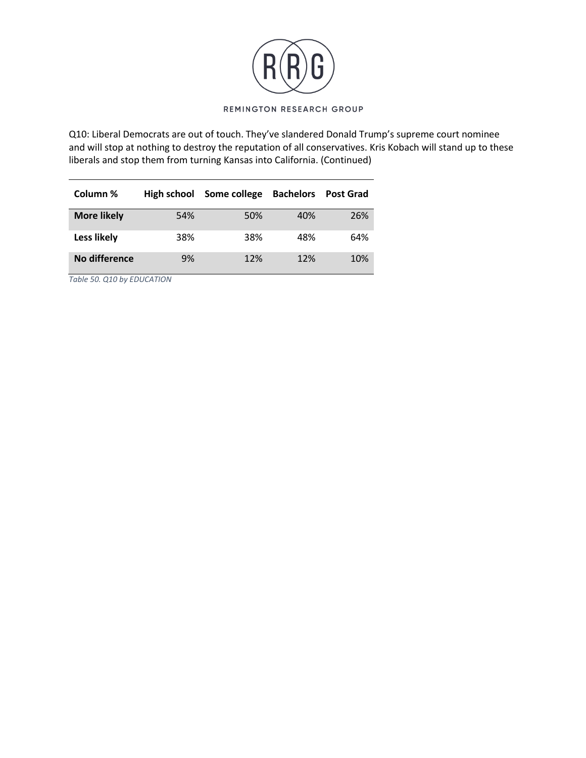Q10: Liberal Democrats are out of touch. They've slandered Donald Trump's supreme court nominee and will stop at nothing to destroy the reputation of all conservatives. Kris Kobach will stand up to these liberals and stop them from turning Kansas into California. (Continued)

| Column % | High school | Some college | Bachelors | Post Grad |
|---|---|---|---|---|
| **More likely** | 54% | 50% | 40% | 26% |
| **Less likely** | 38% | 38% | 48% | 64% |
| **No difference** | 9% | 12% | 12% | 10% |

*Table 50. Q10 by EDUCATION*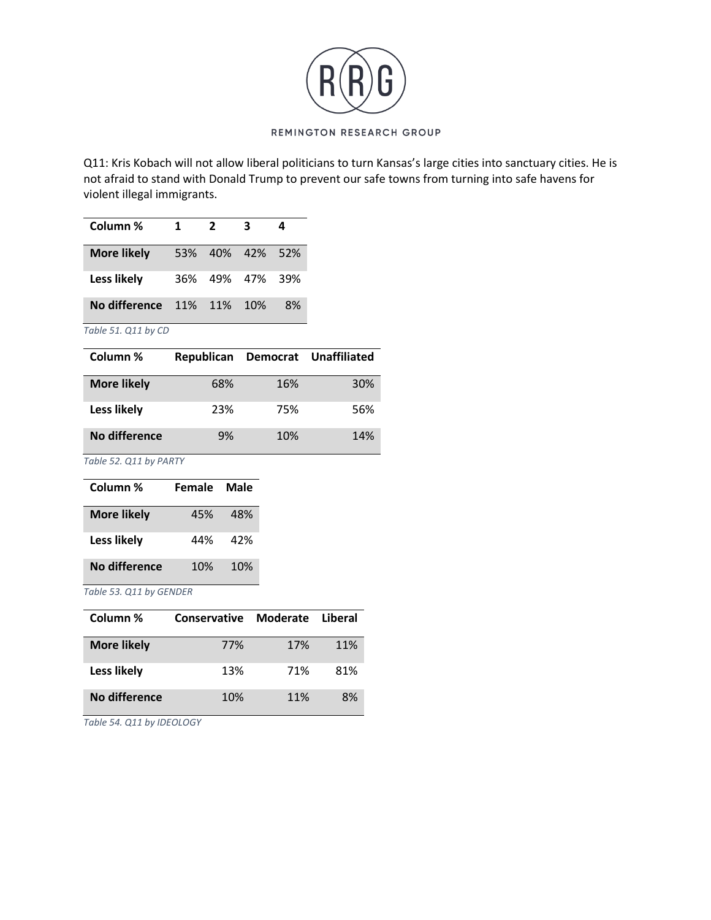Q11: Kris Kobach will not allow liberal politicians to turn Kansas's large cities into sanctuary cities. He is not afraid to stand with Donald Trump to prevent our safe towns from turning into safe havens for violent illegal immigrants.

| Column % | 1 | 2 | 3 | 4 |
|---|---|---|---|---|
| **More likely** | 53% | 40% | 42% | 52% |
| **Less likely** | 36% | 49% | 47% | 39% |
| **No difference** | 11% | 11% | 10% | 8% |

*Table 51. Q11 by CD*

| Column % | Republican | Democrat | Unaffiliated |
|---|---|---|---|
| **More likely** | 68% | 16% | 30% |
| **Less likely** | 23% | 75% | 56% |
| **No difference** | 9% | 10% | 14% |

*Table 52. Q11 by PARTY*

| Column % | Female | Male |
|---|---|---|
| **More likely** | 45% | 48% |
| **Less likely** | 44% | 42% |
| **No difference** | 10% | 10% |

*Table 53. Q11 by GENDER*

| Column % | Conservative | Moderate | Liberal |
|---|---|---|---|
| **More likely** | 77% | 17% | 11% |
| **Less likely** | 13% | 71% | 81% |
| **No difference** | 10% | 11% | 8% |

*Table 54. Q11 by IDEOLOGY*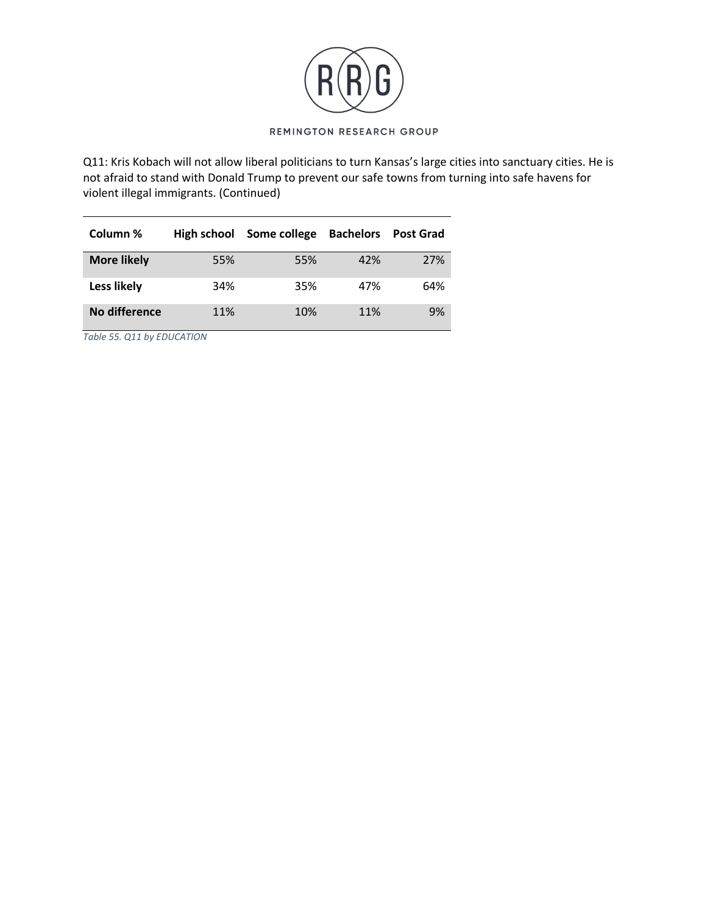Q11: Kris Kobach will not allow liberal politicians to turn Kansas's large cities into sanctuary cities. He is not afraid to stand with Donald Trump to prevent our safe towns from turning into safe havens for violent illegal immigrants. (Continued)

| Column % | High school | Some college | Bachelors | Post Grad |
|---|---|---|---|---|
| **More likely** | 55% | 55% | 42% | 27% |
| **Less likely** | 34% | 35% | 47% | 64% |
| **No difference** | 11% | 10% | 11% | 9% |

*Table 55. Q11 by EDUCATION*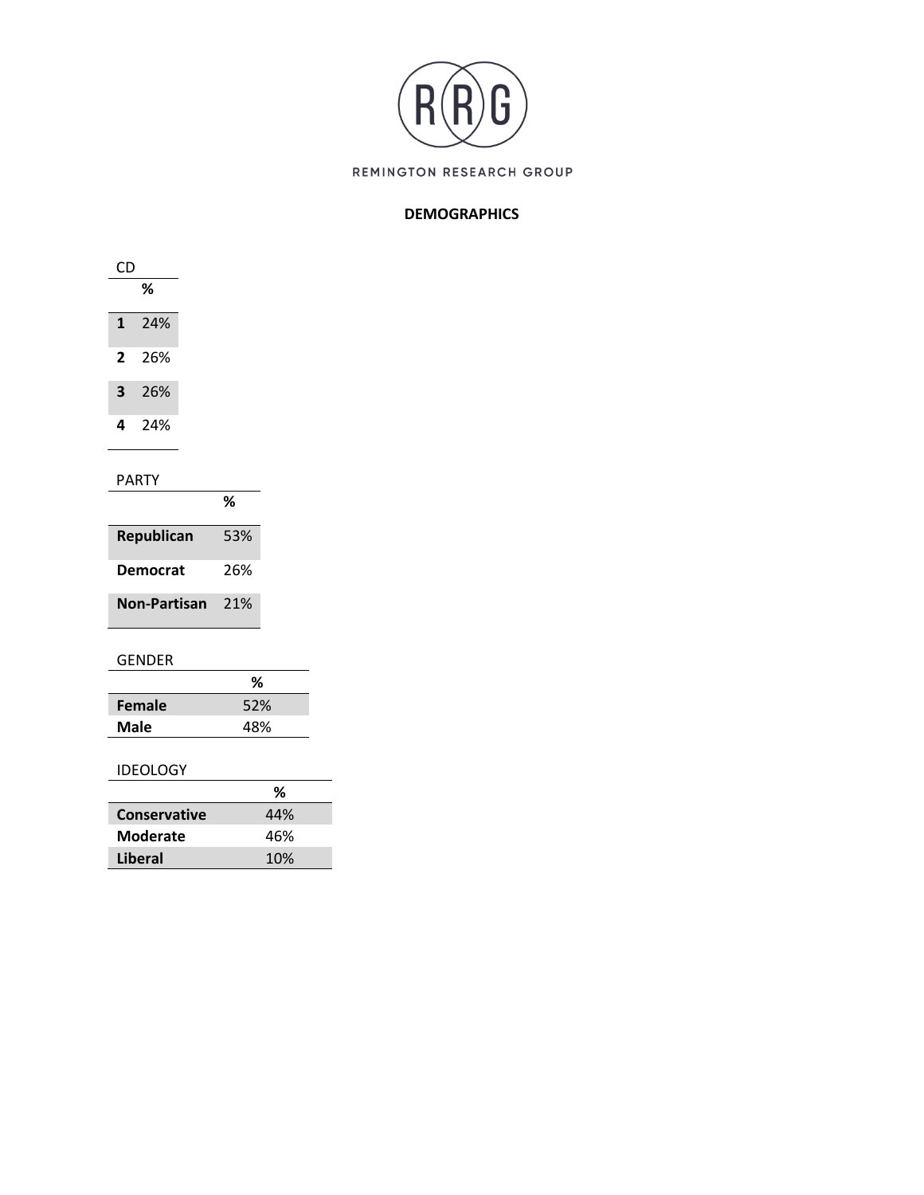REMINGTON RESEARCH GROUP

**DEMOGRAPHICS**

CD

| | % |
|---|---|
| **1** | 24% |
| **2** | 26% |
| **3** | 26% |
| **4** | 24% |

PARTY

| | % |
|---|---|
| **Republican** | 53% |
| **Democrat** | 26% |
| **Non-Partisan** | 21% |

GENDER

| | % |
|---|---|
| **Female** | 52% |
| **Male** | 48% |

IDEOLOGY

| | % |
|---|---|
| **Conservative** | 44% |
| **Moderate** | 46% |
| **Liberal** | 10% |